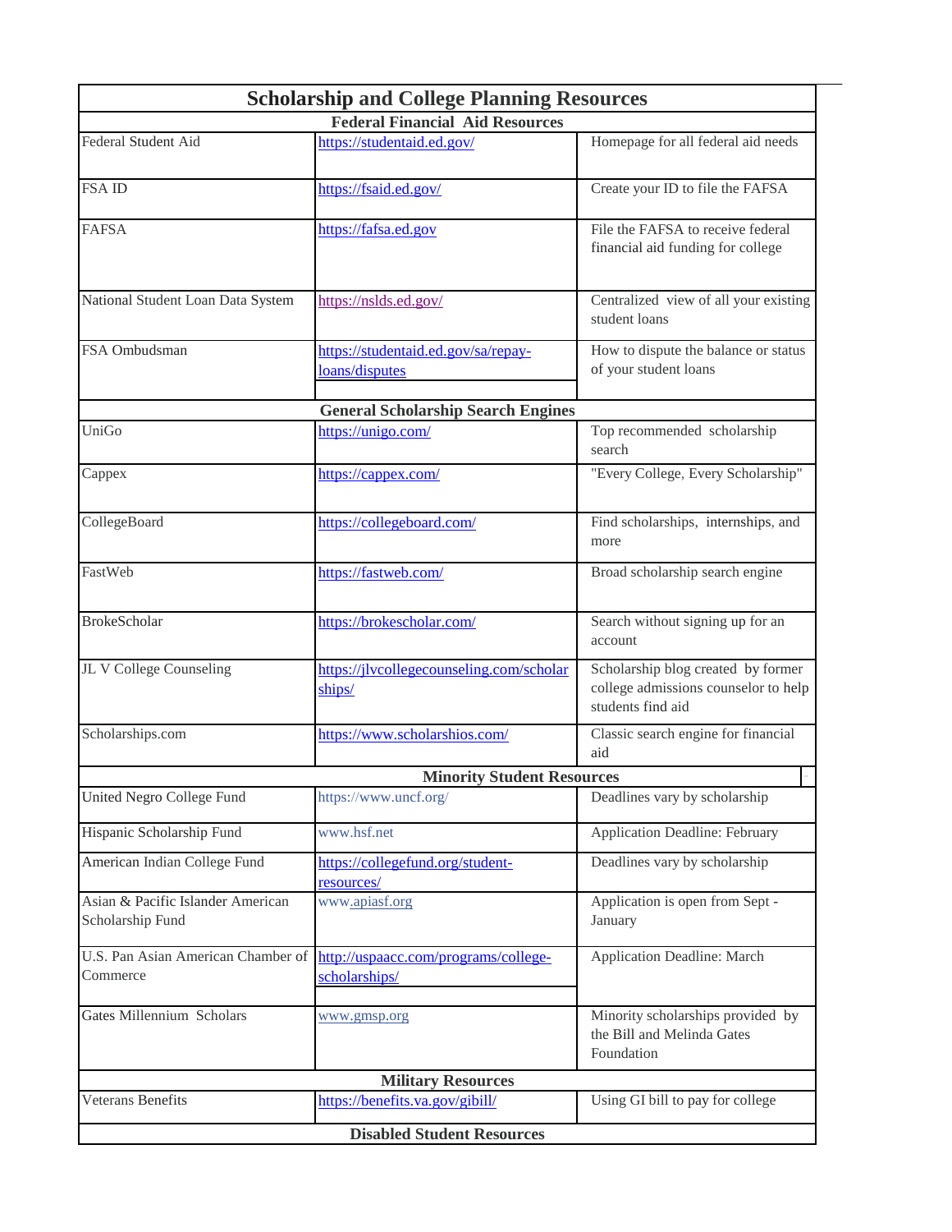# Scholarship and College Planning Resources

| Federal Financial Aid Resources | | |
|---|---|---|
| Federal Student Aid | https://studentaid.ed.gov/ | Homepage for all federal aid needs |
| FSA ID | https://fsaid.ed.gov/ | Create your ID to file the FAFSA |
| FAFSA | https://fafsa.ed.gov | File the FAFSA to receive federal financial aid funding for college |
| National Student Loan Data System | https://nslds.ed.gov/ | Centralized view of all your existing student loans |
| FSA Ombudsman | https://studentaid.ed.gov/sa/repay-loans/disputes | How to dispute the balance or status of your student loans |
| **General Scholarship Search Engines** | | |
| UniGo | https://unigo.com/ | Top recommended scholarship search |
| Cappex | https://cappex.com/ | "Every College, Every Scholarship" |
| CollegeBoard | https://collegeboard.com/ | Find scholarships, internships, and more |
| FastWeb | https://fastweb.com/ | Broad scholarship search engine |
| BrokeScholar | https://brokescholar.com/ | Search without signing up for an account |
| JL V College Counseling | https://jlvcollegecounseling.com/scholarships/ | Scholarship blog created by former college admissions counselor to help students find aid |
| Scholarships.com | https://www.scholarshios.com/ | Classic search engine for financial aid |
| **Minority Student Resources** | | |
| United Negro College Fund | https://www.uncf.org/ | Deadlines vary by scholarship |
| Hispanic Scholarship Fund | www.hsf.net | Application Deadline: February |
| American Indian College Fund | https://collegefund.org/student-resources/ | Deadlines vary by scholarship |
| Asian & Pacific Islander American Scholarship Fund | www.apiasf.org | Application is open from Sept - January |
| U.S. Pan Asian American Chamber of Commerce | http://uspaacc.com/programs/college-scholarships/ | Application Deadline: March |
| Gates Millennium Scholars | www.gmsp.org | Minority scholarships provided by the Bill and Melinda Gates Foundation |
| **Military Resources** | | |
| Veterans Benefits | https://benefits.va.gov/gibill/ | Using GI bill to pay for college |
| **Disabled Student Resources** | | |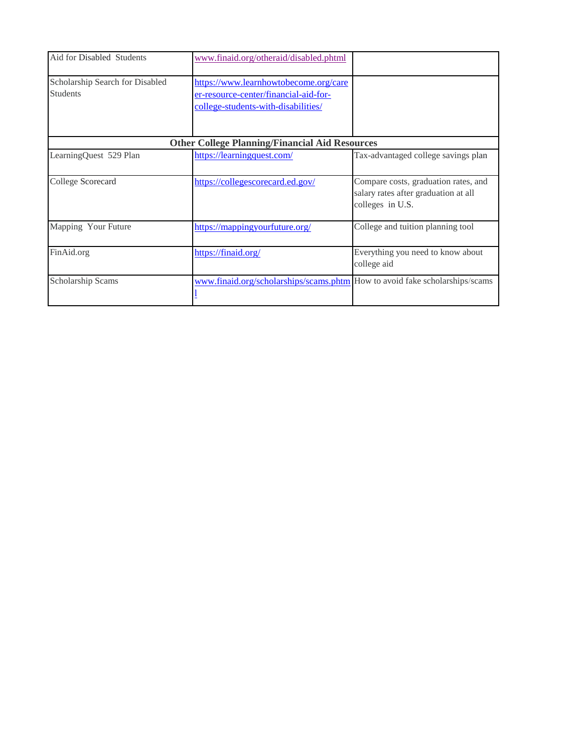| | | |
|---|---|---|
| Aid for Disabled Students | www.finaid.org/otheraid/disabled.phtml | |
| Scholarship Search for Disabled Students | https://www.learnhowtobecome.org/career-resource-center/financial-aid-for-college-students-with-disabilities/ | |
| **Other College Planning/Financial Aid Resources** | | |
| LearningQuest 529 Plan | https://learningquest.com/ | Tax-advantaged college savings plan |
| College Scorecard | https://collegescorecard.ed.gov/ | Compare costs, graduation rates, and salary rates after graduation at all colleges in U.S. |
| Mapping Your Future | https://mappingyourfuture.org/ | College and tuition planning tool |
| FinAid.org | https://finaid.org/ | Everything you need to know about college aid |
| Scholarship Scams | www.finaid.org/scholarships/scams.phtml | How to avoid fake scholarships/scams |